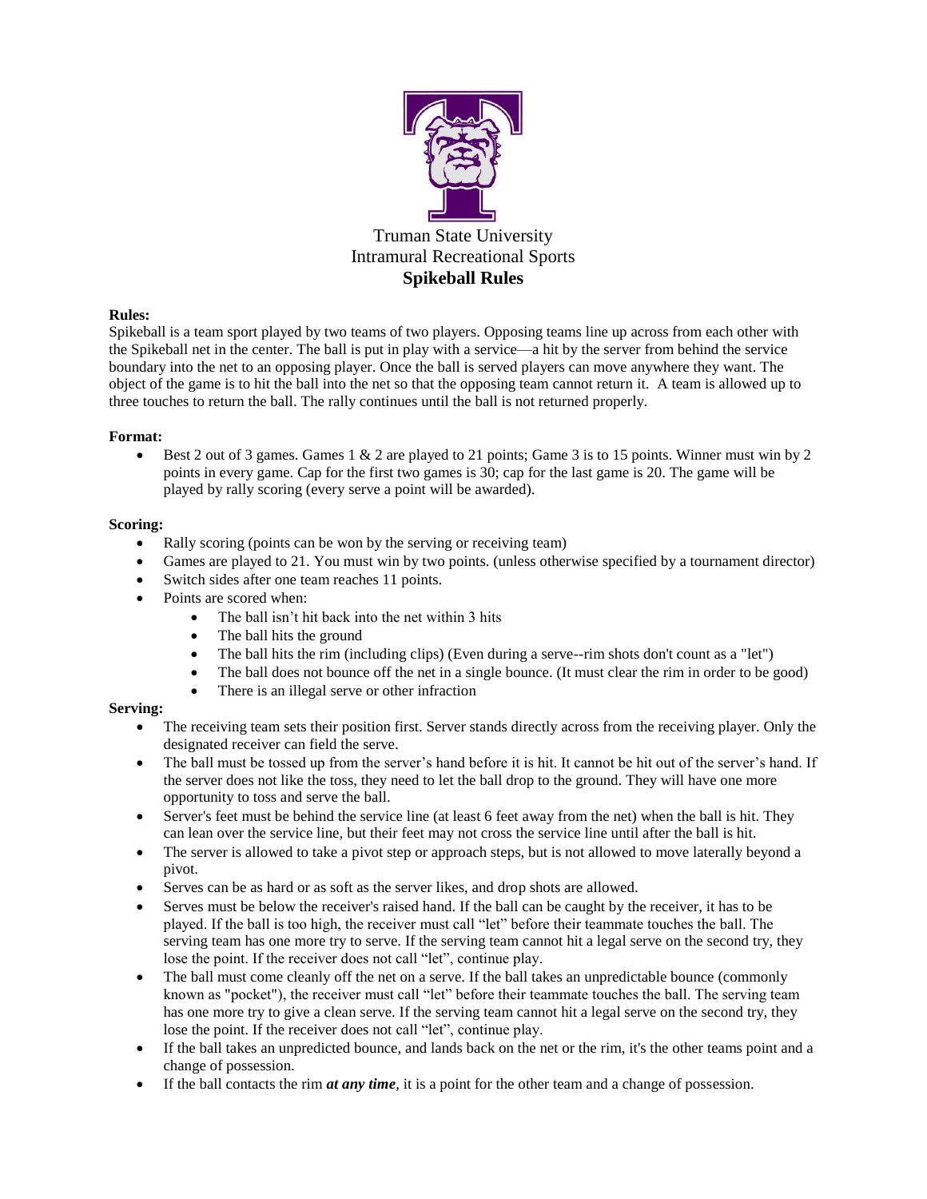Truman State University

Intramural Recreational Sports

**Spikeball Rules**

**Rules:**

Spikeball is a team sport played by two teams of two players. Opposing teams line up across from each other with the Spikeball net in the center. The ball is put in play with a service—a hit by the server from behind the service boundary into the net to an opposing player. Once the ball is served players can move anywhere they want. The object of the game is to hit the ball into the net so that the opposing team cannot return it. A team is allowed up to three touches to return the ball. The rally continues until the ball is not returned properly.

**Format:**

- Best 2 out of 3 games. Games 1 & 2 are played to 21 points; Game 3 is to 15 points. Winner must win by 2 points in every game. Cap for the first two games is 30; cap for the last game is 20. The game will be played by rally scoring (every serve a point will be awarded).

**Scoring:**

- Rally scoring (points can be won by the serving or receiving team)
- Games are played to 21. You must win by two points. (unless otherwise specified by a tournament director)
- Switch sides after one team reaches 11 points.
- Points are scored when:
  - The ball isn't hit back into the net within 3 hits
  - The ball hits the ground
  - The ball hits the rim (including clips) (Even during a serve--rim shots don't count as a "let")
  - The ball does not bounce off the net in a single bounce. (It must clear the rim in order to be good)
  - There is an illegal serve or other infraction

**Serving:**

- The receiving team sets their position first. Server stands directly across from the receiving player. Only the designated receiver can field the serve.
- The ball must be tossed up from the server's hand before it is hit. It cannot be hit out of the server's hand. If the server does not like the toss, they need to let the ball drop to the ground. They will have one more opportunity to toss and serve the ball.
- Server's feet must be behind the service line (at least 6 feet away from the net) when the ball is hit. They can lean over the service line, but their feet may not cross the service line until after the ball is hit.
- The server is allowed to take a pivot step or approach steps, but is not allowed to move laterally beyond a pivot.
- Serves can be as hard or as soft as the server likes, and drop shots are allowed.
- Serves must be below the receiver's raised hand. If the ball can be caught by the receiver, it has to be played. If the ball is too high, the receiver must call "let" before their teammate touches the ball. The serving team has one more try to serve. If the serving team cannot hit a legal serve on the second try, they lose the point. If the receiver does not call "let", continue play.
- The ball must come cleanly off the net on a serve. If the ball takes an unpredictable bounce (commonly known as "pocket"), the receiver must call "let" before their teammate touches the ball. The serving team has one more try to give a clean serve. If the serving team cannot hit a legal serve on the second try, they lose the point. If the receiver does not call "let", continue play.
- If the ball takes an unpredicted bounce, and lands back on the net or the rim, it's the other teams point and a change of possession.
- If the ball contacts the rim ***at any time***, it is a point for the other team and a change of possession.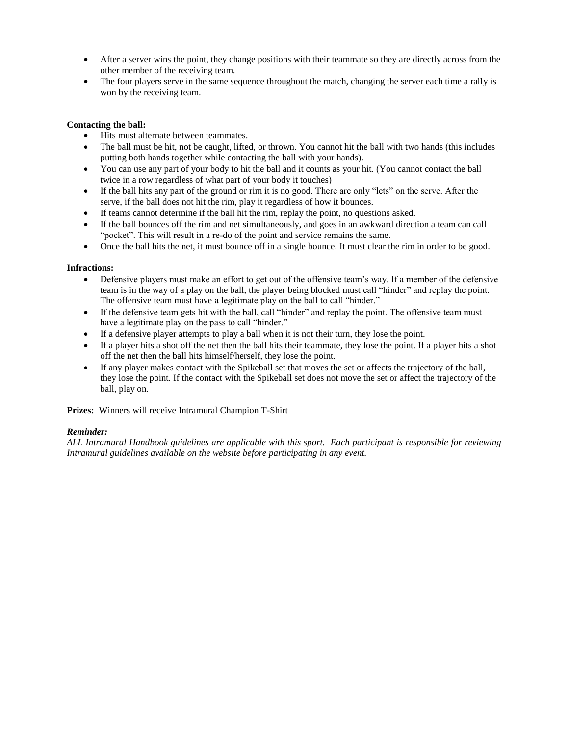- After a server wins the point, they change positions with their teammate so they are directly across from the other member of the receiving team.
- The four players serve in the same sequence throughout the match, changing the server each time a rally is won by the receiving team.

**Contacting the ball:**

- Hits must alternate between teammates.
- The ball must be hit, not be caught, lifted, or thrown. You cannot hit the ball with two hands (this includes putting both hands together while contacting the ball with your hands).
- You can use any part of your body to hit the ball and it counts as your hit. (You cannot contact the ball twice in a row regardless of what part of your body it touches)
- If the ball hits any part of the ground or rim it is no good. There are only "lets" on the serve. After the serve, if the ball does not hit the rim, play it regardless of how it bounces.
- If teams cannot determine if the ball hit the rim, replay the point, no questions asked.
- If the ball bounces off the rim and net simultaneously, and goes in an awkward direction a team can call "pocket". This will result in a re-do of the point and service remains the same.
- Once the ball hits the net, it must bounce off in a single bounce. It must clear the rim in order to be good.

**Infractions:**

- Defensive players must make an effort to get out of the offensive team's way. If a member of the defensive team is in the way of a play on the ball, the player being blocked must call "hinder" and replay the point. The offensive team must have a legitimate play on the ball to call "hinder."
- If the defensive team gets hit with the ball, call "hinder" and replay the point. The offensive team must have a legitimate play on the pass to call "hinder."
- If a defensive player attempts to play a ball when it is not their turn, they lose the point.
- If a player hits a shot off the net then the ball hits their teammate, they lose the point. If a player hits a shot off the net then the ball hits himself/herself, they lose the point.
- If any player makes contact with the Spikeball set that moves the set or affects the trajectory of the ball, they lose the point. If the contact with the Spikeball set does not move the set or affect the trajectory of the ball, play on.

**Prizes:** Winners will receive Intramural Champion T-Shirt

***Reminder:***

*ALL Intramural Handbook guidelines are applicable with this sport. Each participant is responsible for reviewing Intramural guidelines available on the website before participating in any event.*